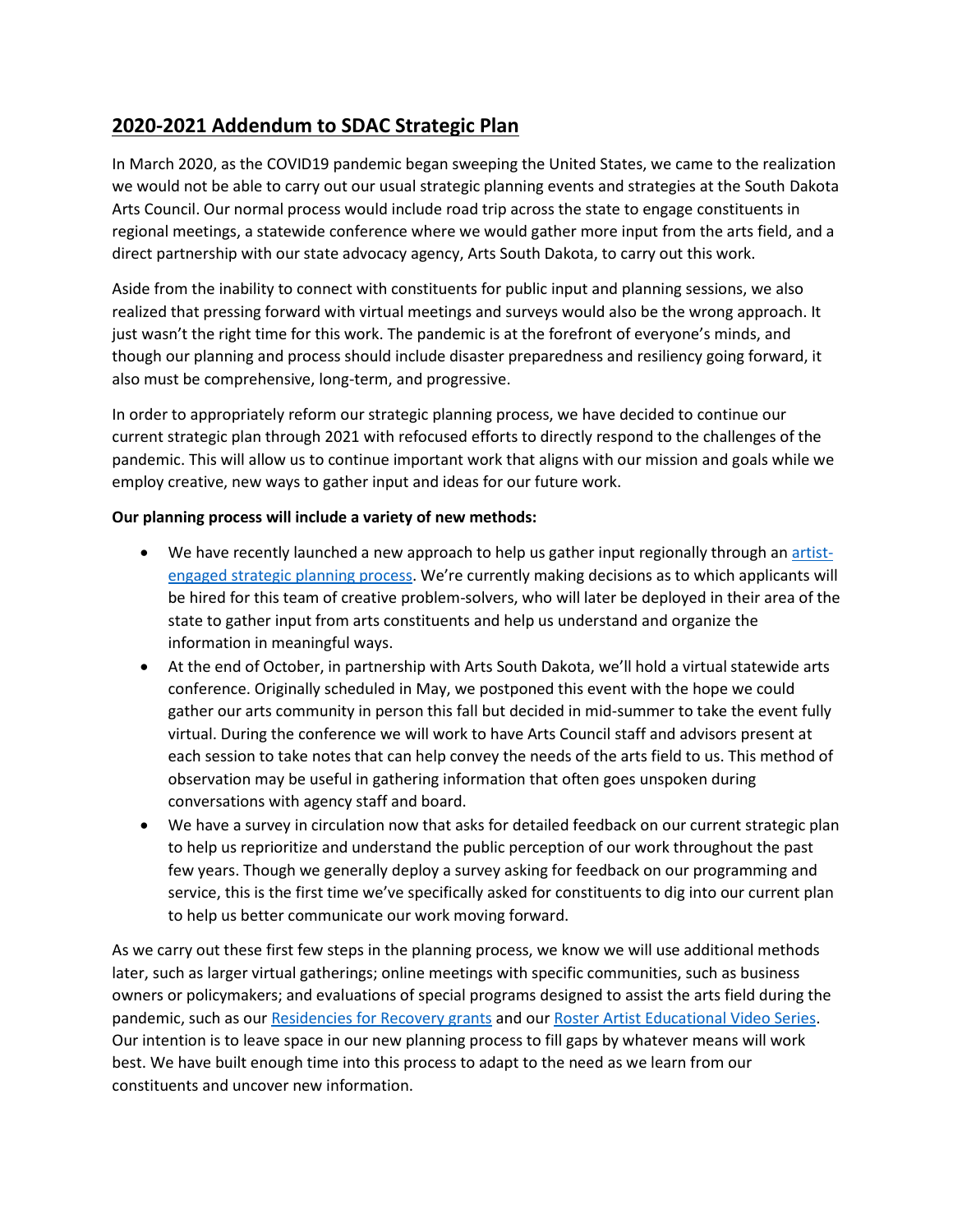## 2020-2021 Addendum to SDAC Strategic Plan

In March 2020, as the COVID19 pandemic began sweeping the United States, we came to the realization we would not be able to carry out our usual strategic planning events and strategies at the South Dakota Arts Council. Our normal process would include road trip across the state to engage constituents in regional meetings, a statewide conference where we would gather more input from the arts field, and a direct partnership with our state advocacy agency, Arts South Dakota, to carry out this work.

Aside from the inability to connect with constituents for public input and planning sessions, we also realized that pressing forward with virtual meetings and surveys would also be the wrong approach. It just wasn't the right time for this work. The pandemic is at the forefront of everyone's minds, and though our planning and process should include disaster preparedness and resiliency going forward, it also must be comprehensive, long-term, and progressive.

In order to appropriately reform our strategic planning process, we have decided to continue our current strategic plan through 2021 with refocused efforts to directly respond to the challenges of the pandemic. This will allow us to continue important work that aligns with our mission and goals while we employ creative, new ways to gather input and ideas for our future work.

**Our planning process will include a variety of new methods:**

- We have recently launched a new approach to help us gather input regionally through an artist-engaged strategic planning process. We're currently making decisions as to which applicants will be hired for this team of creative problem-solvers, who will later be deployed in their area of the state to gather input from arts constituents and help us understand and organize the information in meaningful ways.
- At the end of October, in partnership with Arts South Dakota, we'll hold a virtual statewide arts conference. Originally scheduled in May, we postponed this event with the hope we could gather our arts community in person this fall but decided in mid-summer to take the event fully virtual. During the conference we will work to have Arts Council staff and advisors present at each session to take notes that can help convey the needs of the arts field to us. This method of observation may be useful in gathering information that often goes unspoken during conversations with agency staff and board.
- We have a survey in circulation now that asks for detailed feedback on our current strategic plan to help us reprioritize and understand the public perception of our work throughout the past few years. Though we generally deploy a survey asking for feedback on our programming and service, this is the first time we've specifically asked for constituents to dig into our current plan to help us better communicate our work moving forward.

As we carry out these first few steps in the planning process, we know we will use additional methods later, such as larger virtual gatherings; online meetings with specific communities, such as business owners or policymakers; and evaluations of special programs designed to assist the arts field during the pandemic, such as our Residencies for Recovery grants and our Roster Artist Educational Video Series. Our intention is to leave space in our new planning process to fill gaps by whatever means will work best. We have built enough time into this process to adapt to the need as we learn from our constituents and uncover new information.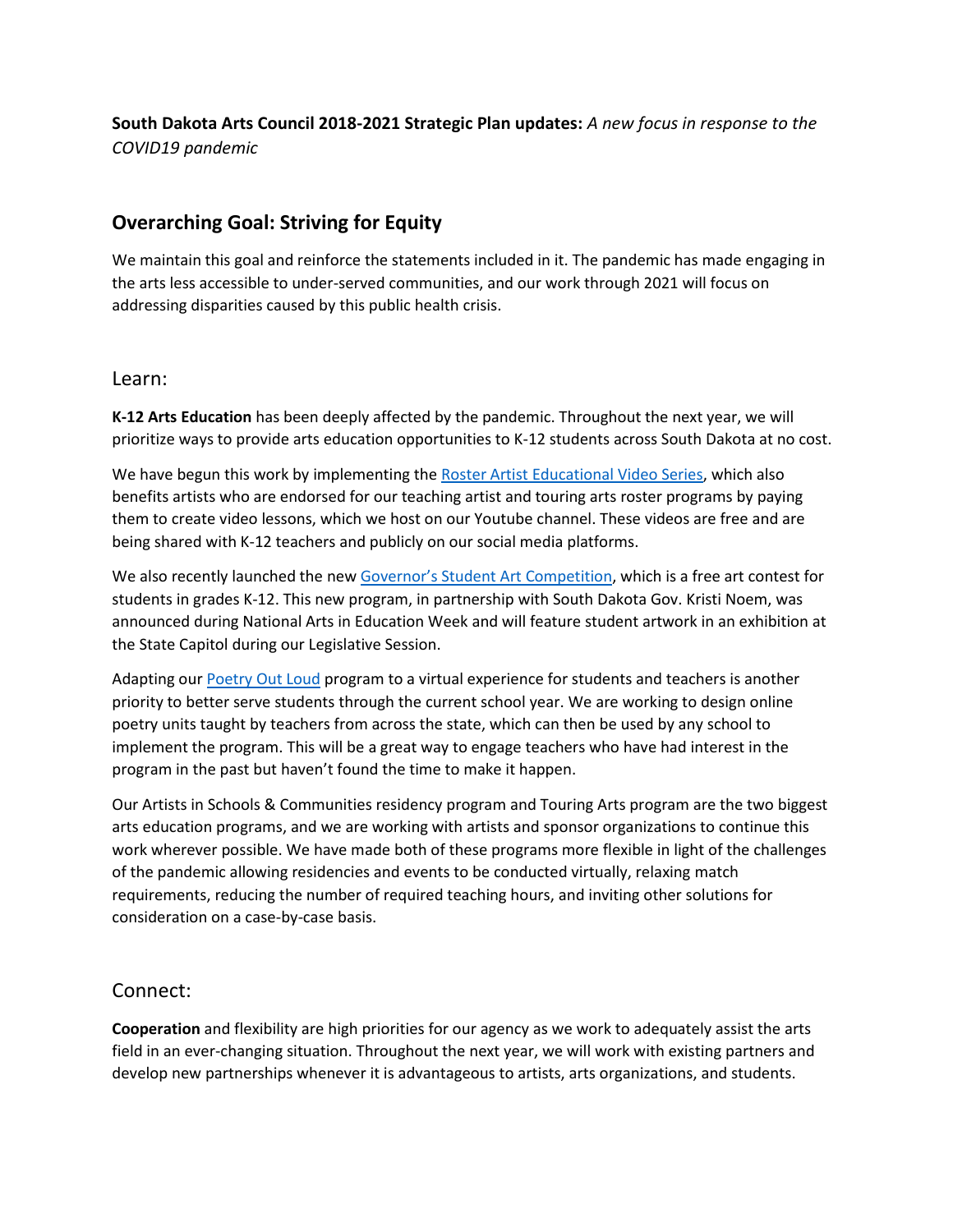**South Dakota Arts Council 2018-2021 Strategic Plan updates:** *A new focus in response to the COVID19 pandemic*

## Overarching Goal: Striving for Equity

We maintain this goal and reinforce the statements included in it. The pandemic has made engaging in the arts less accessible to under-served communities, and our work through 2021 will focus on addressing disparities caused by this public health crisis.

### Learn:

**K-12 Arts Education** has been deeply affected by the pandemic. Throughout the next year, we will prioritize ways to provide arts education opportunities to K-12 students across South Dakota at no cost.

We have begun this work by implementing the Roster Artist Educational Video Series, which also benefits artists who are endorsed for our teaching artist and touring arts roster programs by paying them to create video lessons, which we host on our Youtube channel. These videos are free and are being shared with K-12 teachers and publicly on our social media platforms.

We also recently launched the new Governor's Student Art Competition, which is a free art contest for students in grades K-12. This new program, in partnership with South Dakota Gov. Kristi Noem, was announced during National Arts in Education Week and will feature student artwork in an exhibition at the State Capitol during our Legislative Session.

Adapting our Poetry Out Loud program to a virtual experience for students and teachers is another priority to better serve students through the current school year. We are working to design online poetry units taught by teachers from across the state, which can then be used by any school to implement the program. This will be a great way to engage teachers who have had interest in the program in the past but haven't found the time to make it happen.

Our Artists in Schools & Communities residency program and Touring Arts program are the two biggest arts education programs, and we are working with artists and sponsor organizations to continue this work wherever possible. We have made both of these programs more flexible in light of the challenges of the pandemic allowing residencies and events to be conducted virtually, relaxing match requirements, reducing the number of required teaching hours, and inviting other solutions for consideration on a case-by-case basis.

### Connect:

**Cooperation** and flexibility are high priorities for our agency as we work to adequately assist the arts field in an ever-changing situation. Throughout the next year, we will work with existing partners and develop new partnerships whenever it is advantageous to artists, arts organizations, and students.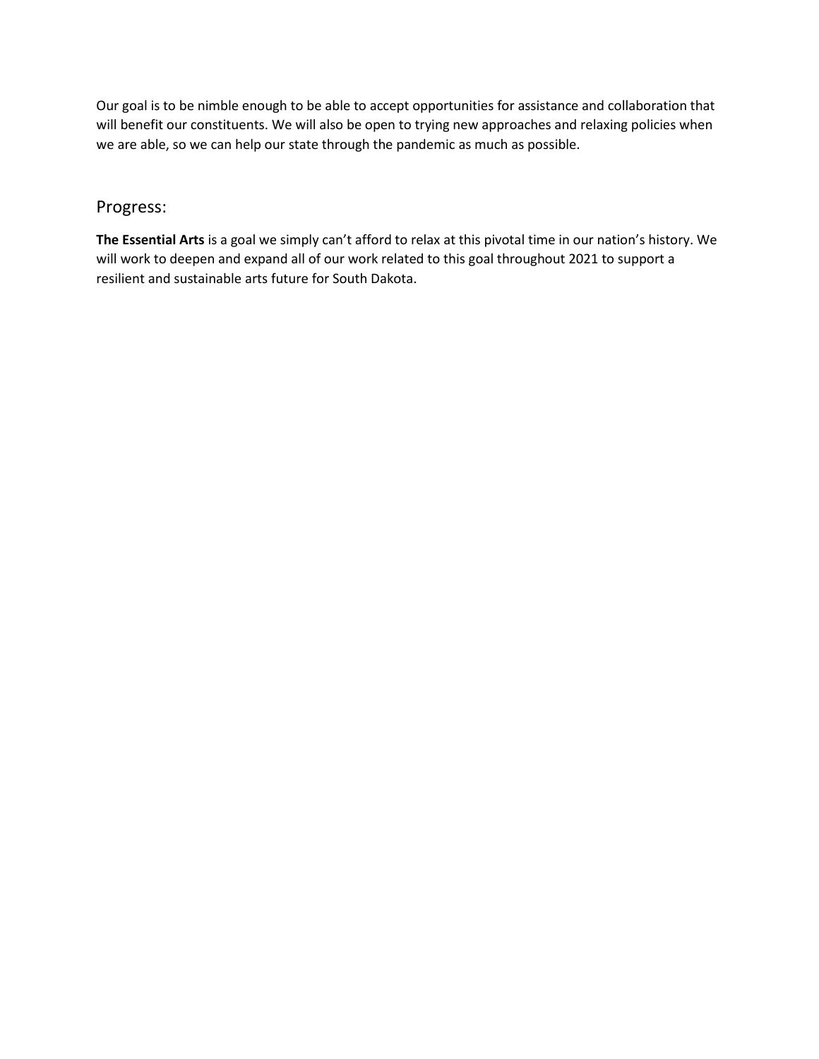Our goal is to be nimble enough to be able to accept opportunities for assistance and collaboration that will benefit our constituents. We will also be open to trying new approaches and relaxing policies when we are able, so we can help our state through the pandemic as much as possible.

## Progress:

**The Essential Arts** is a goal we simply can't afford to relax at this pivotal time in our nation's history. We will work to deepen and expand all of our work related to this goal throughout 2021 to support a resilient and sustainable arts future for South Dakota.